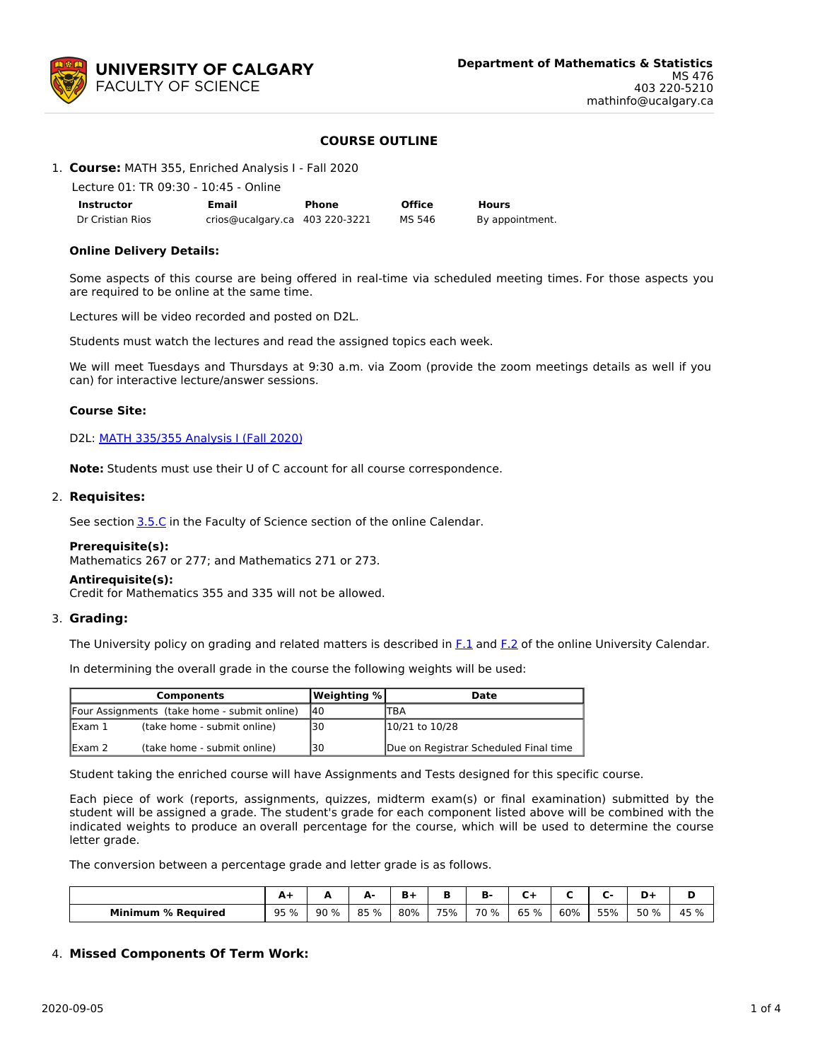**UNIVERSITY OF CALGARY**
FACULTY OF SCIENCE

**Department of Mathematics & Statistics**
MS 476
403 220-5210
mathinfo@ucalgary.ca

# COURSE OUTLINE

1. **Course:** MATH 355, Enriched Analysis I - Fall 2020

   Lecture 01: TR 09:30 - 10:45 - Online

   | Instructor | Email | Phone | Office | Hours |
   |---|---|---|---|---|
   | Dr Cristian Rios | crios@ucalgary.ca | 403 220-3221 | MS 546 | By appointment. |

   **Online Delivery Details:**

   Some aspects of this course are being offered in real-time via scheduled meeting times. For those aspects you are required to be online at the same time.

   Lectures will be video recorded and posted on D2L.

   Students must watch the lectures and read the assigned topics each week.

   We will meet Tuesdays and Thursdays at 9:30 a.m. via Zoom (provide the zoom meetings details as well if you can) for interactive lecture/answer sessions.

   **Course Site:**

   D2L: MATH 335/355 Analysis I (Fall 2020)

   **Note:** Students must use their U of C account for all course correspondence.

2. **Requisites:**

   See section 3.5.C in the Faculty of Science section of the online Calendar.

   **Prerequisite(s):**
   Mathematics 267 or 277; and Mathematics 271 or 273.

   **Antirequisite(s):**
   Credit for Mathematics 355 and 335 will not be allowed.

3. **Grading:**

   The University policy on grading and related matters is described in F.1 and F.2 of the online University Calendar.

   In determining the overall grade in the course the following weights will be used:

   | Components | Weighting % | Date |
   |---|---|---|
   | Four Assignments (take home - submit online) | 40 | TBA |
   | Exam 1 (take home - submit online) | 30 | 10/21 to 10/28 |
   | Exam 2 (take home - submit online) | 30 | Due on Registrar Scheduled Final time |

   Student taking the enriched course will have Assignments and Tests designed for this specific course.

   Each piece of work (reports, assignments, quizzes, midterm exam(s) or final examination) submitted by the student will be assigned a grade. The student's grade for each component listed above will be combined with the indicated weights to produce an overall percentage for the course, which will be used to determine the course letter grade.

   The conversion between a percentage grade and letter grade is as follows.

   | | A+ | A | A- | B+ | B | B- | C+ | C | C- | D+ | D |
   |---|---|---|---|---|---|---|---|---|---|---|---|
   | **Minimum % Required** | 95 % | 90 % | 85 % | 80% | 75% | 70 % | 65 % | 60% | 55% | 50 % | 45 % |

4. **Missed Components Of Term Work:**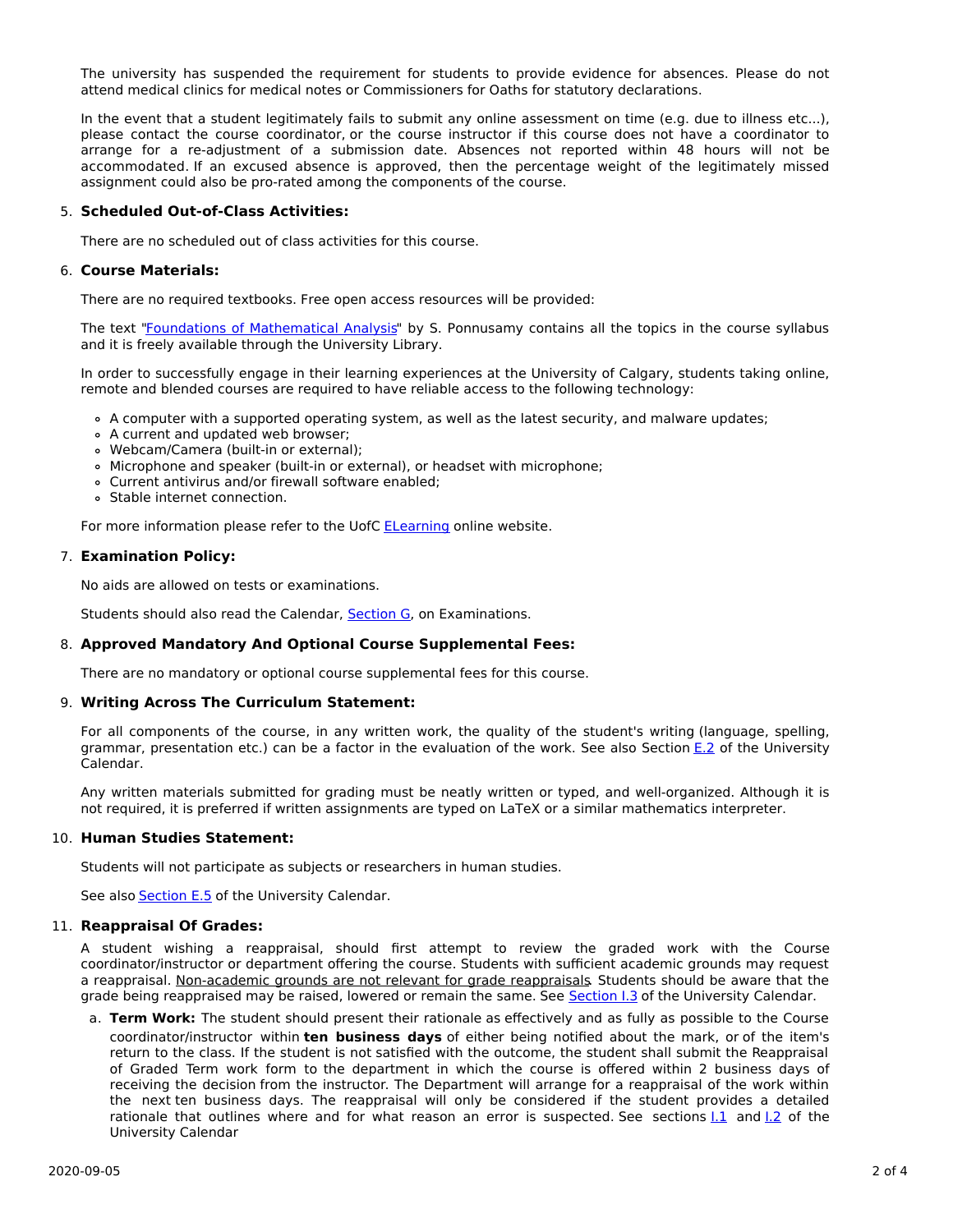The university has suspended the requirement for students to provide evidence for absences. Please do not attend medical clinics for medical notes or Commissioners for Oaths for statutory declarations.

In the event that a student legitimately fails to submit any online assessment on time (e.g. due to illness etc...), please contact the course coordinator, or the course instructor if this course does not have a coordinator to arrange for a re-adjustment of a submission date. Absences not reported within 48 hours will not be accommodated. If an excused absence is approved, then the percentage weight of the legitimately missed assignment could also be pro-rated among the components of the course.

5. **Scheduled Out-of-Class Activities:**

   There are no scheduled out of class activities for this course.

6. **Course Materials:**

   There are no required textbooks. Free open access resources will be provided:

   The text "Foundations of Mathematical Analysis" by S. Ponnusamy contains all the topics in the course syllabus and it is freely available through the University Library.

   In order to successfully engage in their learning experiences at the University of Calgary, students taking online, remote and blended courses are required to have reliable access to the following technology:

   - A computer with a supported operating system, as well as the latest security, and malware updates;
   - A current and updated web browser;
   - Webcam/Camera (built-in or external);
   - Microphone and speaker (built-in or external), or headset with microphone;
   - Current antivirus and/or firewall software enabled;
   - Stable internet connection.

   For more information please refer to the UofC ELearning online website.

7. **Examination Policy:**

   No aids are allowed on tests or examinations.

   Students should also read the Calendar, Section G, on Examinations.

8. **Approved Mandatory And Optional Course Supplemental Fees:**

   There are no mandatory or optional course supplemental fees for this course.

9. **Writing Across The Curriculum Statement:**

   For all components of the course, in any written work, the quality of the student's writing (language, spelling, grammar, presentation etc.) can be a factor in the evaluation of the work. See also Section E.2 of the University Calendar.

   Any written materials submitted for grading must be neatly written or typed, and well-organized. Although it is not required, it is preferred if written assignments are typed on LaTeX or a similar mathematics interpreter.

10. **Human Studies Statement:**

    Students will not participate as subjects or researchers in human studies.

    See also Section E.5 of the University Calendar.

11. **Reappraisal Of Grades:**

    A student wishing a reappraisal, should first attempt to review the graded work with the Course coordinator/instructor or department offering the course. Students with sufficient academic grounds may request a reappraisal. Non-academic grounds are not relevant for grade reappraisals. Students should be aware that the grade being reappraised may be raised, lowered or remain the same. See Section I.3 of the University Calendar.

    a. **Term Work:** The student should present their rationale as effectively and as fully as possible to the Course coordinator/instructor within **ten business days** of either being notified about the mark, or of the item's return to the class. If the student is not satisfied with the outcome, the student shall submit the Reappraisal of Graded Term work form to the department in which the course is offered within 2 business days of receiving the decision from the instructor. The Department will arrange for a reappraisal of the work within the next ten business days. The reappraisal will only be considered if the student provides a detailed rationale that outlines where and for what reason an error is suspected. See sections I.1 and I.2 of the University Calendar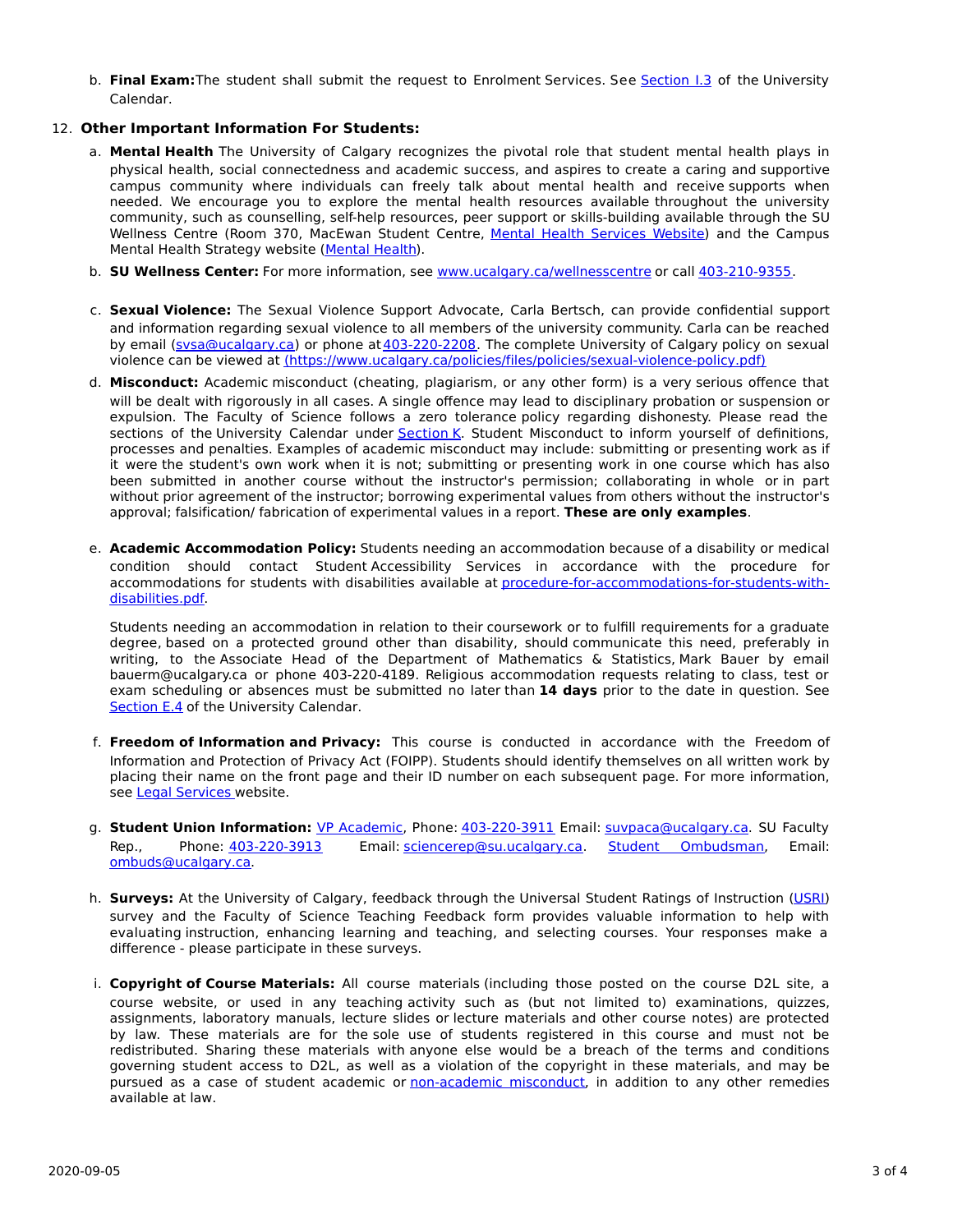b. **Final Exam:** The student shall submit the request to Enrolment Services. See Section I.3 of the University Calendar.

12. **Other Important Information For Students:**

a. **Mental Health** The University of Calgary recognizes the pivotal role that student mental health plays in physical health, social connectedness and academic success, and aspires to create a caring and supportive campus community where individuals can freely talk about mental health and receive supports when needed. We encourage you to explore the mental health resources available throughout the university community, such as counselling, self-help resources, peer support or skills-building available through the SU Wellness Centre (Room 370, MacEwan Student Centre, Mental Health Services Website) and the Campus Mental Health Strategy website (Mental Health).

b. **SU Wellness Center:** For more information, see www.ucalgary.ca/wellnesscentre or call 403-210-9355.

c. **Sexual Violence:** The Sexual Violence Support Advocate, Carla Bertsch, can provide confidential support and information regarding sexual violence to all members of the university community. Carla can be reached by email (svsa@ucalgary.ca) or phone at 403-220-2208. The complete University of Calgary policy on sexual violence can be viewed at (https://www.ucalgary.ca/policies/files/policies/sexual-violence-policy.pdf)

d. **Misconduct:** Academic misconduct (cheating, plagiarism, or any other form) is a very serious offence that will be dealt with rigorously in all cases. A single offence may lead to disciplinary probation or suspension or expulsion. The Faculty of Science follows a zero tolerance policy regarding dishonesty. Please read the sections of the University Calendar under Section K. Student Misconduct to inform yourself of definitions, processes and penalties. Examples of academic misconduct may include: submitting or presenting work as if it were the student's own work when it is not; submitting or presenting work in one course which has also been submitted in another course without the instructor's permission; collaborating in whole or in part without prior agreement of the instructor; borrowing experimental values from others without the instructor's approval; falsification/ fabrication of experimental values in a report. **These are only examples**.

e. **Academic Accommodation Policy:** Students needing an accommodation because of a disability or medical condition should contact Student Accessibility Services in accordance with the procedure for accommodations for students with disabilities available at procedure-for-accommodations-for-students-with-disabilities.pdf.

Students needing an accommodation in relation to their coursework or to fulfill requirements for a graduate degree, based on a protected ground other than disability, should communicate this need, preferably in writing, to the Associate Head of the Department of Mathematics & Statistics, Mark Bauer by email bauerm@ucalgary.ca or phone 403-220-4189. Religious accommodation requests relating to class, test or exam scheduling or absences must be submitted no later than **14 days** prior to the date in question. See Section E.4 of the University Calendar.

f. **Freedom of Information and Privacy:** This course is conducted in accordance with the Freedom of Information and Protection of Privacy Act (FOIPP). Students should identify themselves on all written work by placing their name on the front page and their ID number on each subsequent page. For more information, see Legal Services website.

g. **Student Union Information:** VP Academic, Phone: 403-220-3911 Email: suvpaca@ucalgary.ca. SU Faculty Rep., Phone: 403-220-3913 Email: sciencerep@su.ucalgary.ca. Student Ombudsman, Email: ombuds@ucalgary.ca.

h. **Surveys:** At the University of Calgary, feedback through the Universal Student Ratings of Instruction (USRI) survey and the Faculty of Science Teaching Feedback form provides valuable information to help with evaluating instruction, enhancing learning and teaching, and selecting courses. Your responses make a difference - please participate in these surveys.

i. **Copyright of Course Materials:** All course materials (including those posted on the course D2L site, a course website, or used in any teaching activity such as (but not limited to) examinations, quizzes, assignments, laboratory manuals, lecture slides or lecture materials and other course notes) are protected by law. These materials are for the sole use of students registered in this course and must not be redistributed. Sharing these materials with anyone else would be a breach of the terms and conditions governing student access to D2L, as well as a violation of the copyright in these materials, and may be pursued as a case of student academic or non-academic misconduct, in addition to any other remedies available at law.

2020-09-05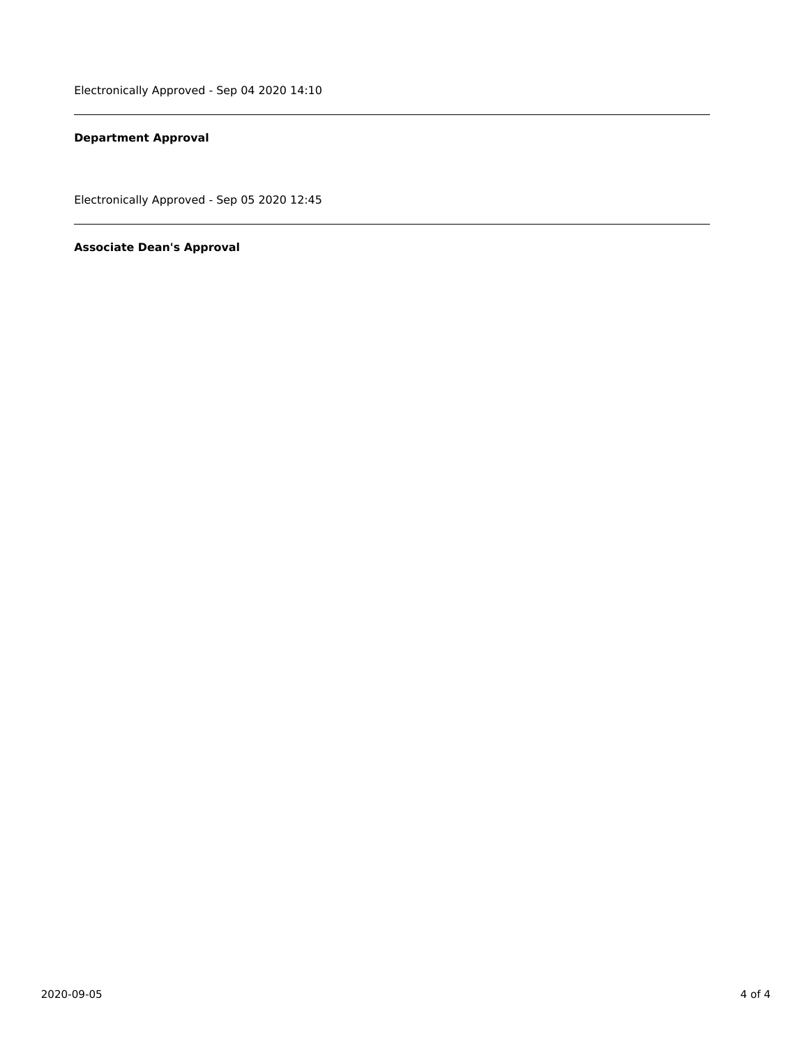Electronically Approved - Sep 04 2020 14:10

---

**Department Approval**

Electronically Approved - Sep 05 2020 12:45

---

**Associate Dean's Approval**